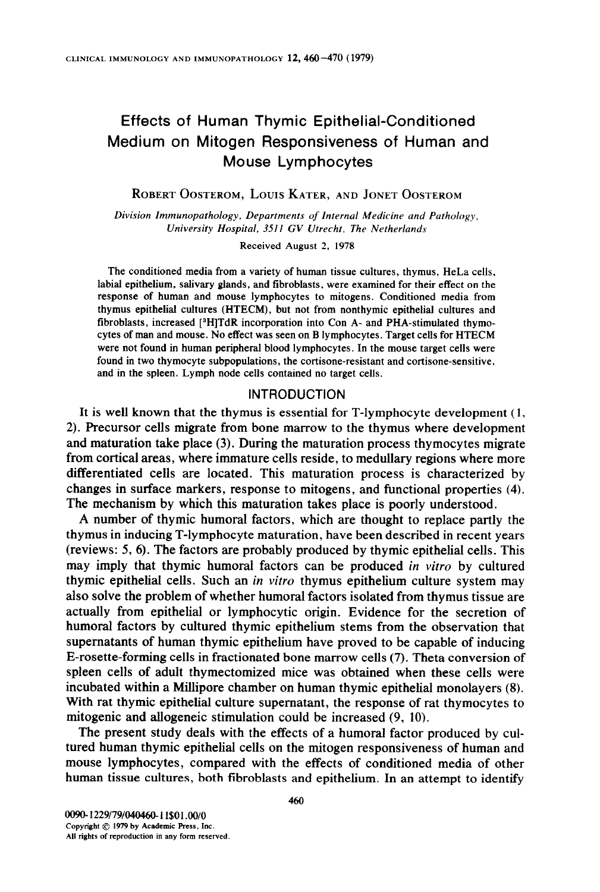# Effects of Human Thymic Epithelial-Conditioned Medium on Mitogen Responsiveness of Human and Mouse Lymphocytes

ROBERT OOSTEROM, LOUIS KATER, AND JONET OOSTEROM

*Division Immunopathology, Departments of Internal Medicine and Pathology, University Hospital, 3511 GV Utrecht, The Netherlands*

Received August 2, 1978

The conditioned media from a variety of human tissue cultures, thymus, HeLa cells, labial epithelium, salivary glands, and fibroblasts, were examined for their effect on the response of human and mouse lymphocytes to mitogens. Conditioned media from thymus epithelial cultures (HTECM), but not from nonthymic epithelial cultures and fibroblasts, increased [$^3$H]TdR incorporation into Con A- and PHA-stimulated thymocytes of man and mouse. No effect was seen on B lymphocytes. Target cells for HTECM were not found in human peripheral blood lymphocytes. In the mouse target cells were found in two thymocyte subpopulations, the cortisone-resistant and cortisone-sensitive, and in the spleen. Lymph node cells contained no target cells.

## INTRODUCTION

It is well known that the thymus is essential for T-lymphocyte development (1, 2). Precursor cells migrate from bone marrow to the thymus where development and maturation take place (3). During the maturation process thymocytes migrate from cortical areas, where immature cells reside, to medullary regions where more differentiated cells are located. This maturation process is characterized by changes in surface markers, response to mitogens, and functional properties (4). The mechanism by which this maturation takes place is poorly understood.

A number of thymic humoral factors, which are thought to replace partly the thymus in inducing T-lymphocyte maturation, have been described in recent years (reviews: 5, 6). The factors are probably produced by thymic epithelial cells. This may imply that thymic humoral factors can be produced *in vitro* by cultured thymic epithelial cells. Such an *in vitro* thymus epithelium culture system may also solve the problem of whether humoral factors isolated from thymus tissue are actually from epithelial or lymphocytic origin. Evidence for the secretion of humoral factors by cultured thymic epithelium stems from the observation that supernatants of human thymic epithelium have proved to be capable of inducing E-rosette-forming cells in fractionated bone marrow cells (7). Theta conversion of spleen cells of adult thymectomized mice was obtained when these cells were incubated within a Millipore chamber on human thymic epithelial monolayers (8). With rat thymic epithelial culture supernatant, the response of rat thymocytes to mitogenic and allogeneic stimulation could be increased (9, 10).

The present study deals with the effects of a humoral factor produced by cultured human thymic epithelial cells on the mitogen responsiveness of human and mouse lymphocytes, compared with the effects of conditioned media of other human tissue cultures, both fibroblasts and epithelium. In an attempt to identify

0090-1229/79/040460-11$01.00/0
Copyright © 1979 by Academic Press, Inc.
All rights of reproduction in any form reserved.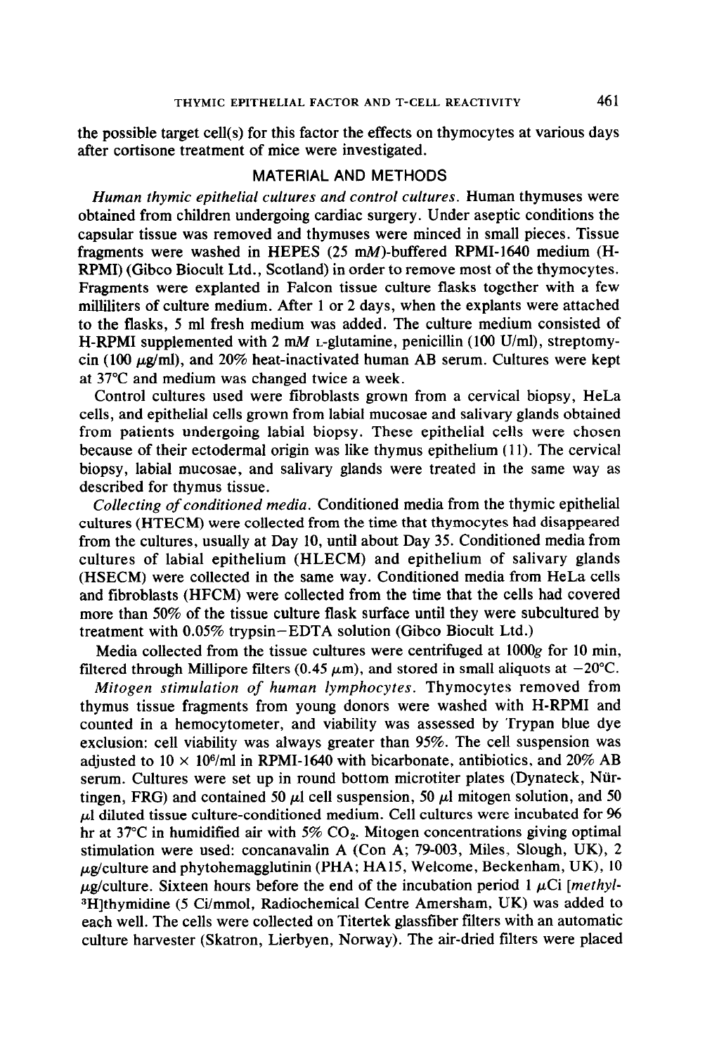the possible target cell(s) for this factor the effects on thymocytes at various days after cortisone treatment of mice were investigated.

## MATERIAL AND METHODS

*Human thymic epithelial cultures and control cultures.* Human thymuses were obtained from children undergoing cardiac surgery. Under aseptic conditions the capsular tissue was removed and thymuses were minced in small pieces. Tissue fragments were washed in HEPES (25 m*M*)-buffered RPMI-1640 medium (H-RPMI) (Gibco Biocult Ltd., Scotland) in order to remove most of the thymocytes. Fragments were explanted in Falcon tissue culture flasks together with a few milliliters of culture medium. After 1 or 2 days, when the explants were attached to the flasks, 5 ml fresh medium was added. The culture medium consisted of H-RPMI supplemented with 2 m*M* L-glutamine, penicillin (100 U/ml), streptomycin (100 $\mu$g/ml), and 20% heat-inactivated human AB serum. Cultures were kept at 37°C and medium was changed twice a week.

Control cultures used were fibroblasts grown from a cervical biopsy, HeLa cells, and epithelial cells grown from labial mucosae and salivary glands obtained from patients undergoing labial biopsy. These epithelial cells were chosen because of their ectodermal origin was like thymus epithelium (11). The cervical biopsy, labial mucosae, and salivary glands were treated in the same way as described for thymus tissue.

*Collecting of conditioned media.* Conditioned media from the thymic epithelial cultures (HTECM) were collected from the time that thymocytes had disappeared from the cultures, usually at Day 10, until about Day 35. Conditioned media from cultures of labial epithelium (HLECM) and epithelium of salivary glands (HSECM) were collected in the same way. Conditioned media from HeLa cells and fibroblasts (HFCM) were collected from the time that the cells had covered more than 50% of the tissue culture flask surface until they were subcultured by treatment with 0.05% trypsin–EDTA solution (Gibco Biocult Ltd.)

Media collected from the tissue cultures were centrifuged at 1000*g* for 10 min, filtered through Millipore filters (0.45 $\mu$m), and stored in small aliquots at −20°C.

*Mitogen stimulation of human lymphocytes.* Thymocytes removed from thymus tissue fragments from young donors were washed with H-RPMI and counted in a hemocytometer, and viability was assessed by Trypan blue dye exclusion: cell viability was always greater than 95%. The cell suspension was adjusted to $10 \times 10^6$/ml in RPMI-1640 with bicarbonate, antibiotics, and 20% AB serum. Cultures were set up in round bottom microtiter plates (Dynateck, Nürtingen, FRG) and contained 50 $\mu$l cell suspension, 50 $\mu$l mitogen solution, and 50 $\mu$l diluted tissue culture-conditioned medium. Cell cultures were incubated for 96 hr at 37°C in humidified air with 5% $CO_2$. Mitogen concentrations giving optimal stimulation were used: concanavalin A (Con A; 79-003, Miles, Slough, UK), 2 $\mu$g/culture and phytohemagglutinin (PHA; HA15, Welcome, Beckenham, UK), 10 $\mu$g/culture. Sixteen hours before the end of the incubation period 1 $\mu$Ci [*methyl*-$^3$H]thymidine (5 Ci/mmol, Radiochemical Centre Amersham, UK) was added to each well. The cells were collected on Titertek glassfiber filters with an automatic culture harvester (Skatron, Lierbyen, Norway). The air-dried filters were placed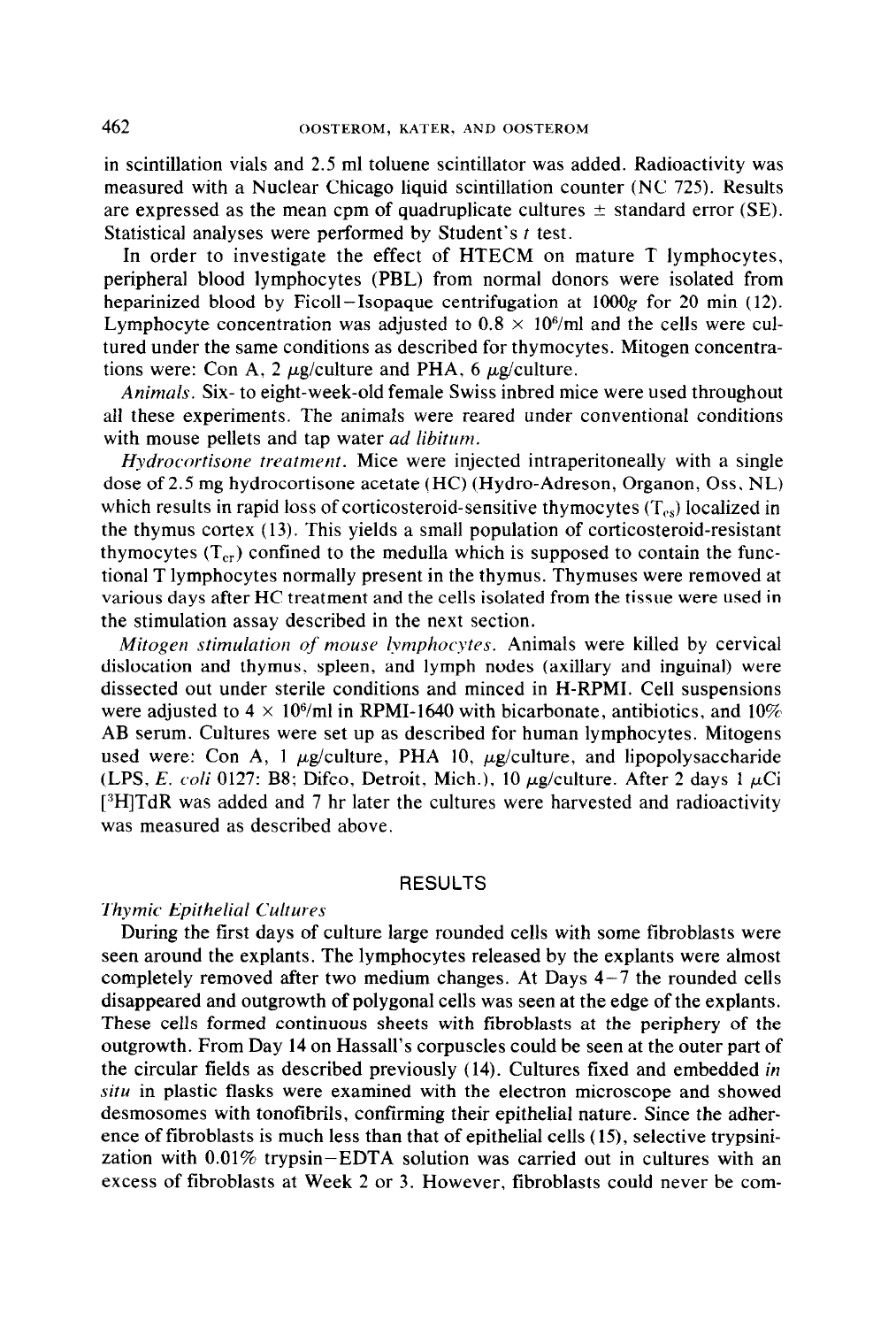in scintillation vials and 2.5 ml toluene scintillator was added. Radioactivity was measured with a Nuclear Chicago liquid scintillation counter (NC 725). Results are expressed as the mean cpm of quadruplicate cultures ± standard error (SE). Statistical analyses were performed by Student's *t* test.

In order to investigate the effect of HTECM on mature T lymphocytes, peripheral blood lymphocytes (PBL) from normal donors were isolated from heparinized blood by Ficoll–Isopaque centrifugation at 1000*g* for 20 min (12). Lymphocyte concentration was adjusted to $0.8 \times 10^6$/ml and the cells were cultured under the same conditions as described for thymocytes. Mitogen concentrations were: Con A, 2 μg/culture and PHA, 6 μg/culture.

*Animals.* Six- to eight-week-old female Swiss inbred mice were used throughout all these experiments. The animals were reared under conventional conditions with mouse pellets and tap water *ad libitum*.

*Hydrocortisone treatment.* Mice were injected intraperitoneally with a single dose of 2.5 mg hydrocortisone acetate (HC) (Hydro-Adreson, Organon, Oss, NL) which results in rapid loss of corticosteroid-sensitive thymocytes ($T_{cs}$) localized in the thymus cortex (13). This yields a small population of corticosteroid-resistant thymocytes ($T_{cr}$) confined to the medulla which is supposed to contain the functional T lymphocytes normally present in the thymus. Thymuses were removed at various days after HC treatment and the cells isolated from the tissue were used in the stimulation assay described in the next section.

*Mitogen stimulation of mouse lymphocytes.* Animals were killed by cervical dislocation and thymus, spleen, and lymph nodes (axillary and inguinal) were dissected out under sterile conditions and minced in H-RPMI. Cell suspensions were adjusted to $4 \times 10^6$/ml in RPMI-1640 with bicarbonate, antibiotics, and 10% AB serum. Cultures were set up as described for human lymphocytes. Mitogens used were: Con A, 1 μg/culture, PHA 10, μg/culture, and lipopolysaccharide (LPS, *E. coli* 0127: B8; Difco, Detroit, Mich.), 10 μg/culture. After 2 days 1 μCi [$^3$H]TdR was added and 7 hr later the cultures were harvested and radioactivity was measured as described above.

## RESULTS

### *Thymic Epithelial Cultures*

During the first days of culture large rounded cells with some fibroblasts were seen around the explants. The lymphocytes released by the explants were almost completely removed after two medium changes. At Days 4–7 the rounded cells disappeared and outgrowth of polygonal cells was seen at the edge of the explants. These cells formed continuous sheets with fibroblasts at the periphery of the outgrowth. From Day 14 on Hassall's corpuscles could be seen at the outer part of the circular fields as described previously (14). Cultures fixed and embedded *in situ* in plastic flasks were examined with the electron microscope and showed desmosomes with tonofibrils, confirming their epithelial nature. Since the adherence of fibroblasts is much less than that of epithelial cells (15), selective trypsinization with 0.01% trypsin–EDTA solution was carried out in cultures with an excess of fibroblasts at Week 2 or 3. However, fibroblasts could never be com-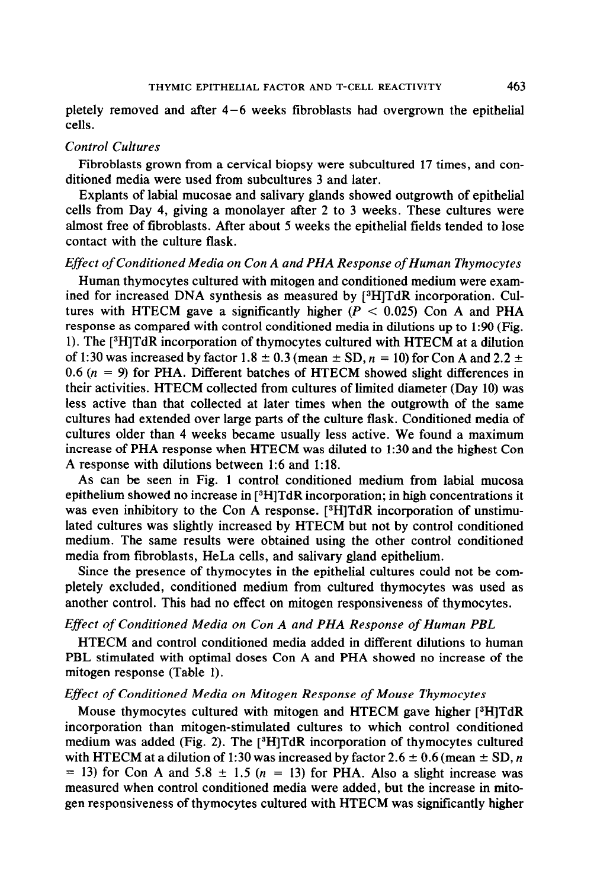pletely removed and after 4–6 weeks fibroblasts had overgrown the epithelial cells.

*Control Cultures*

Fibroblasts grown from a cervical biopsy were subcultured 17 times, and conditioned media were used from subcultures 3 and later.

Explants of labial mucosae and salivary glands showed outgrowth of epithelial cells from Day 4, giving a monolayer after 2 to 3 weeks. These cultures were almost free of fibroblasts. After about 5 weeks the epithelial fields tended to lose contact with the culture flask.

*Effect of Conditioned Media on Con A and PHA Response of Human Thymocytes*

Human thymocytes cultured with mitogen and conditioned medium were examined for increased DNA synthesis as measured by [$^3$H]TdR incorporation. Cultures with HTECM gave a significantly higher ($P < 0.025$) Con A and PHA response as compared with control conditioned media in dilutions up to 1:90 (Fig. 1). The [$^3$H]TdR incorporation of thymocytes cultured with HTECM at a dilution of 1:30 was increased by factor $1.8 \pm 0.3$ (mean ± SD, $n = 10$) for Con A and $2.2 \pm 0.6$ ($n = 9$) for PHA. Different batches of HTECM showed slight differences in their activities. HTECM collected from cultures of limited diameter (Day 10) was less active than that collected at later times when the outgrowth of the same cultures had extended over large parts of the culture flask. Conditioned media of cultures older than 4 weeks became usually less active. We found a maximum increase of PHA response when HTECM was diluted to 1:30 and the highest Con A response with dilutions between 1:6 and 1:18.

As can be seen in Fig. 1 control conditioned medium from labial mucosa epithelium showed no increase in [$^3$H]TdR incorporation; in high concentrations it was even inhibitory to the Con A response. [$^3$H]TdR incorporation of unstimulated cultures was slightly increased by HTECM but not by control conditioned medium. The same results were obtained using the other control conditioned media from fibroblasts, HeLa cells, and salivary gland epithelium.

Since the presence of thymocytes in the epithelial cultures could not be completely excluded, conditioned medium from cultured thymocytes was used as another control. This had no effect on mitogen responsiveness of thymocytes.

*Effect of Conditioned Media on Con A and PHA Response of Human PBL*

HTECM and control conditioned media added in different dilutions to human PBL stimulated with optimal doses Con A and PHA showed no increase of the mitogen response (Table 1).

*Effect of Conditioned Media on Mitogen Response of Mouse Thymocytes*

Mouse thymocytes cultured with mitogen and HTECM gave higher [$^3$H]TdR incorporation than mitogen-stimulated cultures to which control conditioned medium was added (Fig. 2). The [$^3$H]TdR incorporation of thymocytes cultured with HTECM at a dilution of 1:30 was increased by factor $2.6 \pm 0.6$ (mean ± SD, $n = 13$) for Con A and $5.8 \pm 1.5$ ($n = 13$) for PHA. Also a slight increase was measured when control conditioned media were added, but the increase in mitogen responsiveness of thymocytes cultured with HTECM was significantly higher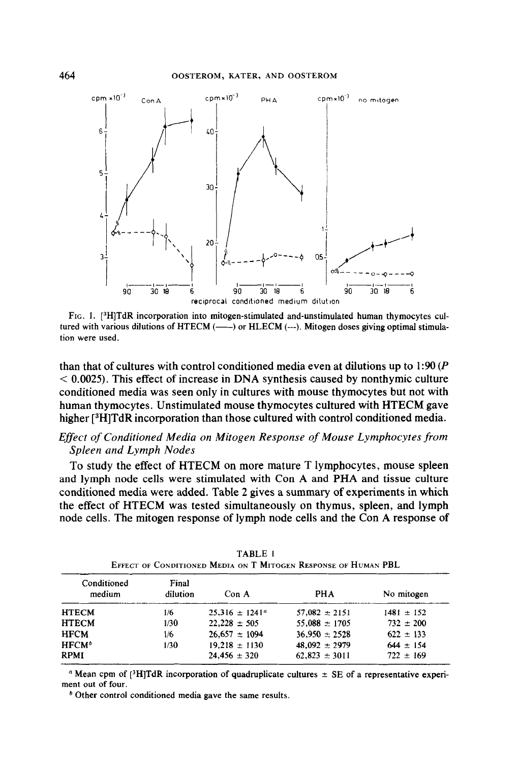FIG. 1. [$^3$H]TdR incorporation into mitogen-stimulated and-unstimulated human thymocytes cultured with various dilutions of HTECM (——) or HLECM (---). Mitogen doses giving optimal stimulation were used.

than that of cultures with control conditioned media even at dilutions up to 1:90 ($P < 0.0025$). This effect of increase in DNA synthesis caused by nonthymic culture conditioned media was seen only in cultures with mouse thymocytes but not with human thymocytes. Unstimulated mouse thymocytes cultured with HTECM gave higher [$^3$H]TdR incorporation than those cultured with control conditioned media.

### *Effect of Conditioned Media on Mitogen Response of Mouse Lymphocytes from Spleen and Lymph Nodes*

To study the effect of HTECM on more mature T lymphocytes, mouse spleen and lymph node cells were stimulated with Con A and PHA and tissue culture conditioned media were added. Table 2 gives a summary of experiments in which the effect of HTECM was tested simultaneously on thymus, spleen, and lymph node cells. The mitogen response of lymph node cells and the Con A response of

TABLE 1
EFFECT OF CONDITIONED MEDIA ON T MITOGEN RESPONSE OF HUMAN PBL

| Conditioned medium | Final dilution | Con A | PHA | No mitogen |
|---|---|---|---|---|
| HTECM | 1/6 | 25,316 ± 1241[a] | 57,082 ± 2151 | 1481 ± 152 |
| HTECM | 1/30 | 22,228 ± 505 | 55,088 ± 1705 | 732 ± 200 |
| HFCM | 1/6 | 26,657 ± 1094 | 36,950 ± 2528 | 622 ± 133 |
| HFCM[b] | 1/30 | 19,218 ± 1130 | 48,092 ± 2979 | 644 ± 154 |
| RPMI | | 24,456 ± 320 | 62,823 ± 3011 | 722 ± 169 |

[a] Mean cpm of [$^3$H]TdR incorporation of quadruplicate cultures ± SE of a representative experiment out of four.

[b] Other control conditioned media gave the same results.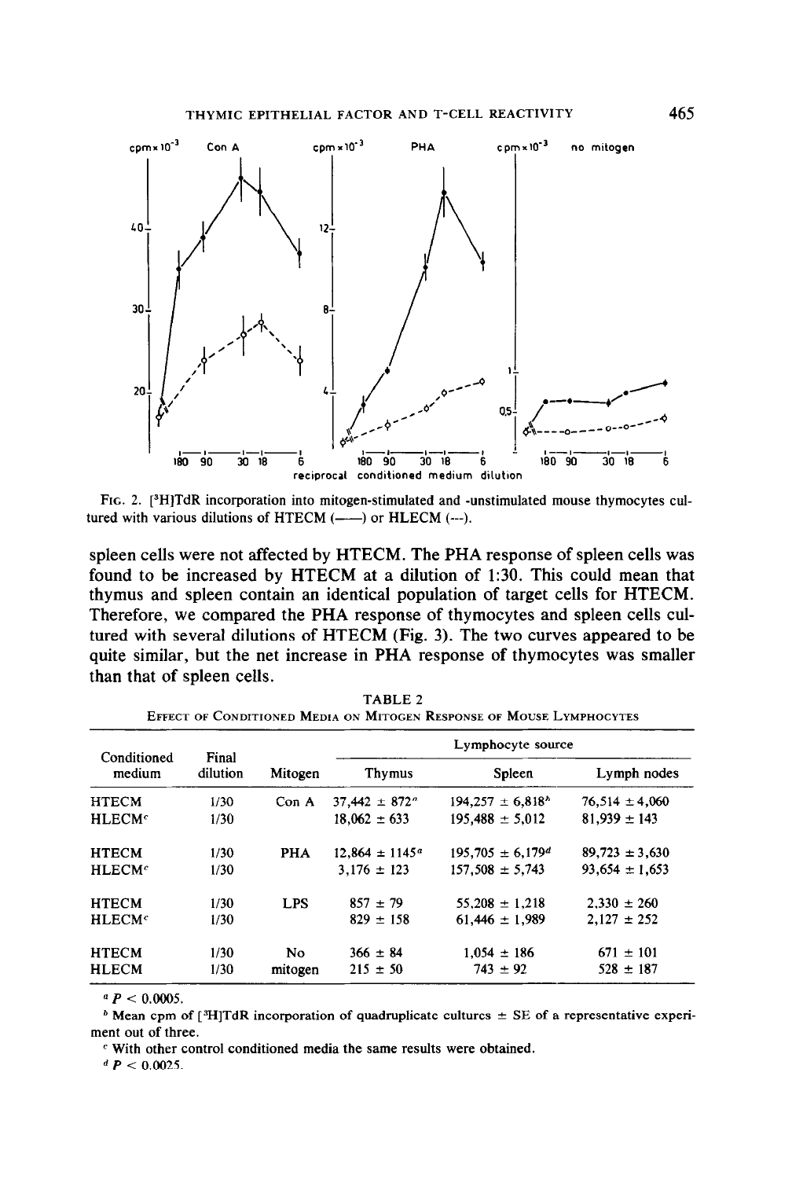FIG. 2. [$^3$H]TdR incorporation into mitogen-stimulated and -unstimulated mouse thymocytes cultured with various dilutions of HTECM (——) or HLECM (---).

spleen cells were not affected by HTECM. The PHA response of spleen cells was found to be increased by HTECM at a dilution of 1:30. This could mean that thymus and spleen contain an identical population of target cells for HTECM. Therefore, we compared the PHA response of thymocytes and spleen cells cultured with several dilutions of HTECM (Fig. 3). The two curves appeared to be quite similar, but the net increase in PHA response of thymocytes was smaller than that of spleen cells.

TABLE 2

EFFECT OF CONDITIONED MEDIA ON MITOGEN RESPONSE OF MOUSE LYMPHOCYTES

| Conditioned medium | Final dilution | Mitogen | Lymphocyte source | | |
|---|---|---|---|---|---|
| | | | Thymus | Spleen | Lymph nodes |
| HTECM | 1/30 | Con A | 37,442 ± 872[a] | 194,257 ± 6,818[b] | 76,514 ± 4,060 |
| HLECM[c] | 1/30 | | 18,062 ± 633 | 195,488 ± 5,012 | 81,939 ± 143 |
| HTECM | 1/30 | PHA | 12,864 ± 1145[a] | 195,705 ± 6,179[d] | 89,723 ± 3,630 |
| HLECM[c] | 1/30 | | 3,176 ± 123 | 157,508 ± 5,743 | 93,654 ± 1,653 |
| HTECM | 1/30 | LPS | 857 ± 79 | 55,208 ± 1,218 | 2,330 ± 260 |
| HLECM[c] | 1/30 | | 829 ± 158 | 61,446 ± 1,989 | 2,127 ± 252 |
| HTECM | 1/30 | No mitogen | 366 ± 84 | 1,054 ± 186 | 671 ± 101 |
| HLECM | 1/30 | | 215 ± 50 | 743 ± 92 | 528 ± 187 |

[a] $P < 0.0005$.

[b] Mean cpm of [$^3$H]TdR incorporation of quadruplicate cultures ± SE of a representative experiment out of three.

[c] With other control conditioned media the same results were obtained.

[d] $P < 0.0025$.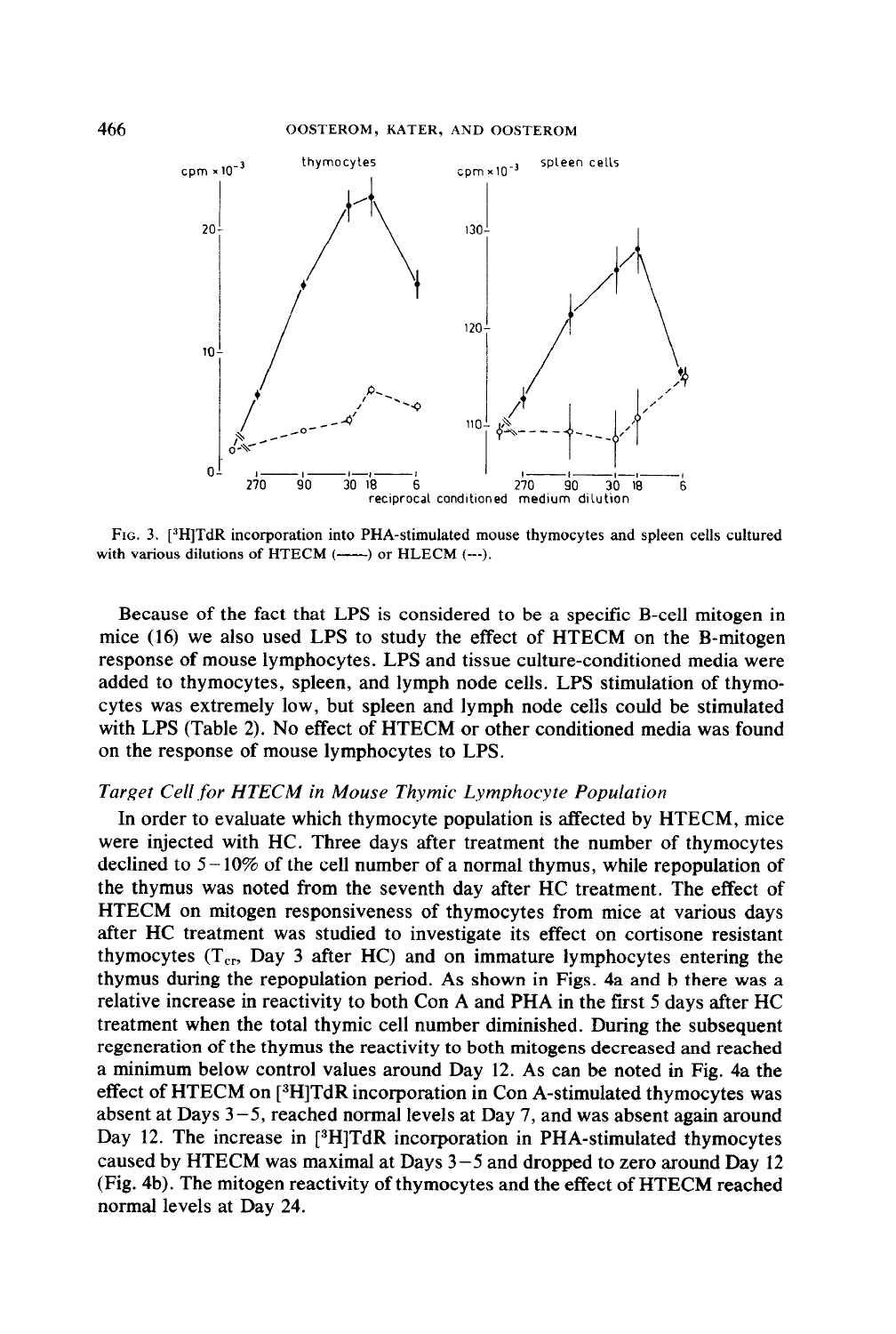FIG. 3. [$^3$H]TdR incorporation into PHA-stimulated mouse thymocytes and spleen cells cultured with various dilutions of HTECM (——) or HLECM (---).

Because of the fact that LPS is considered to be a specific B-cell mitogen in mice (16) we also used LPS to study the effect of HTECM on the B-mitogen response of mouse lymphocytes. LPS and tissue culture-conditioned media were added to thymocytes, spleen, and lymph node cells. LPS stimulation of thymocytes was extremely low, but spleen and lymph node cells could be stimulated with LPS (Table 2). No effect of HTECM or other conditioned media was found on the response of mouse lymphocytes to LPS.

### *Target Cell for HTECM in Mouse Thymic Lymphocyte Population*

In order to evaluate which thymocyte population is affected by HTECM, mice were injected with HC. Three days after treatment the number of thymocytes declined to 5–10% of the cell number of a normal thymus, while repopulation of the thymus was noted from the seventh day after HC treatment. The effect of HTECM on mitogen responsiveness of thymocytes from mice at various days after HC treatment was studied to investigate its effect on cortisone resistant thymocytes ($T_{cr}$, Day 3 after HC) and on immature lymphocytes entering the thymus during the repopulation period. As shown in Figs. 4a and b there was a relative increase in reactivity to both Con A and PHA in the first 5 days after HC treatment when the total thymic cell number diminished. During the subsequent regeneration of the thymus the reactivity to both mitogens decreased and reached a minimum below control values around Day 12. As can be noted in Fig. 4a the effect of HTECM on [$^3$H]TdR incorporation in Con A-stimulated thymocytes was absent at Days 3–5, reached normal levels at Day 7, and was absent again around Day 12. The increase in [$^3$H]TdR incorporation in PHA-stimulated thymocytes caused by HTECM was maximal at Days 3–5 and dropped to zero around Day 12 (Fig. 4b). The mitogen reactivity of thymocytes and the effect of HTECM reached normal levels at Day 24.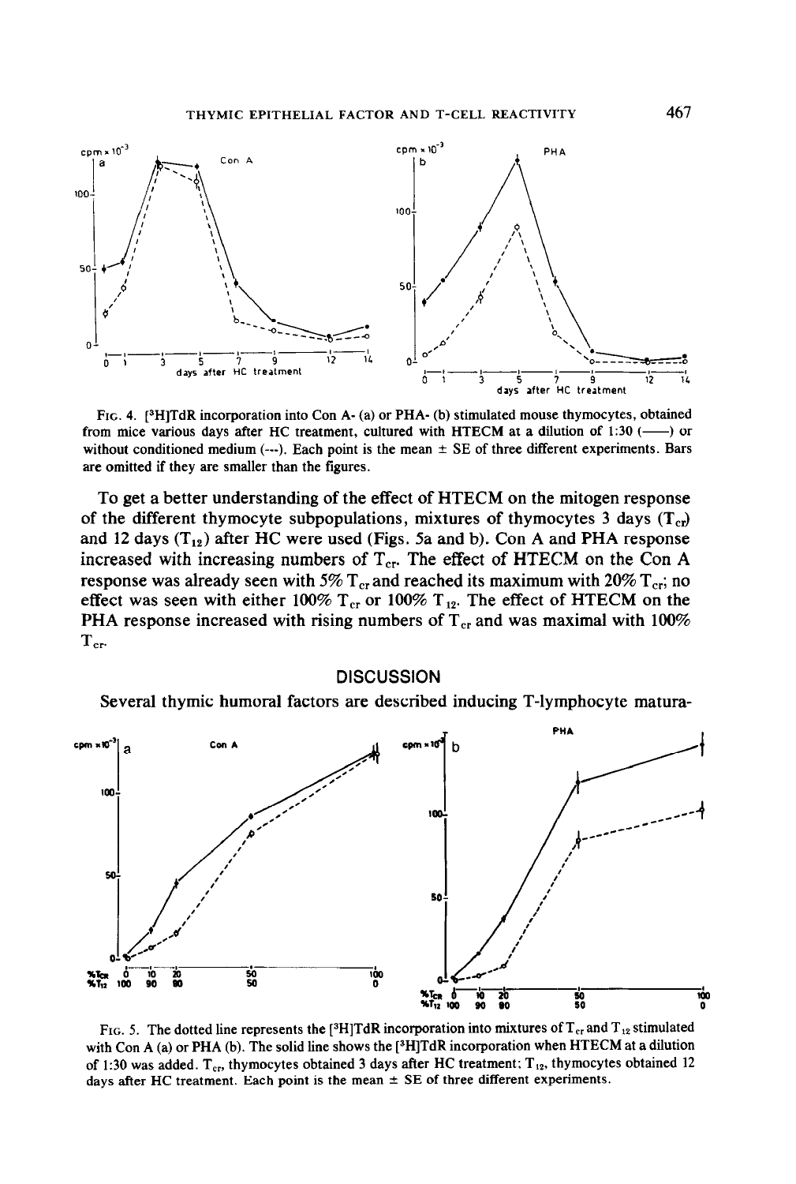FIG. 4. [$^3$H]TdR incorporation into Con A- (a) or PHA- (b) stimulated mouse thymocytes, obtained from mice various days after HC treatment, cultured with HTECM at a dilution of 1:30 (——) or without conditioned medium (---). Each point is the mean ± SE of three different experiments. Bars are omitted if they are smaller than the figures.

To get a better understanding of the effect of HTECM on the mitogen response of the different thymocyte subpopulations, mixtures of thymocytes 3 days ($T_{cr}$) and 12 days ($T_{12}$) after HC were used (Figs. 5a and b). Con A and PHA response increased with increasing numbers of $T_{cr}$. The effect of HTECM on the Con A response was already seen with 5% $T_{cr}$ and reached its maximum with 20% $T_{cr}$; no effect was seen with either 100% $T_{cr}$ or 100% $T_{12}$. The effect of HTECM on the PHA response increased with rising numbers of $T_{cr}$ and was maximal with 100% $T_{cr}$.

## DISCUSSION

Several thymic humoral factors are described inducing T-lymphocyte matura-

FIG. 5. The dotted line represents the [$^3$H]TdR incorporation into mixtures of $T_{cr}$ and $T_{12}$ stimulated with Con A (a) or PHA (b). The solid line shows the [$^3$H]TdR incorporation when HTECM at a dilution of 1:30 was added. $T_{cr}$, thymocytes obtained 3 days after HC treatment; $T_{12}$, thymocytes obtained 12 days after HC treatment. Each point is the mean ± SE of three different experiments.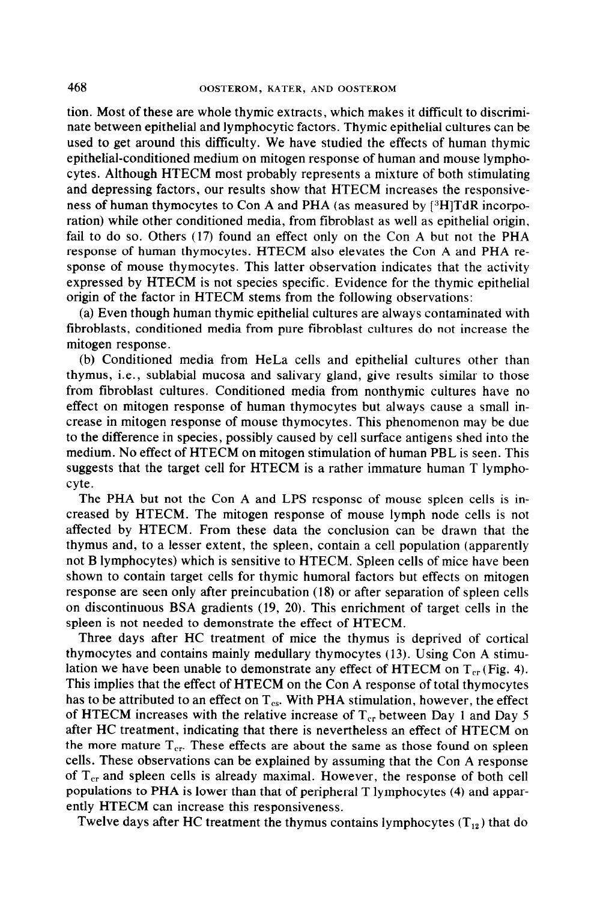tion. Most of these are whole thymic extracts, which makes it difficult to discriminate between epithelial and lymphocytic factors. Thymic epithelial cultures can be used to get around this difficulty. We have studied the effects of human thymic epithelial-conditioned medium on mitogen response of human and mouse lymphocytes. Although HTECM most probably represents a mixture of both stimulating and depressing factors, our results show that HTECM increases the responsiveness of human thymocytes to Con A and PHA (as measured by [$^3$H]TdR incorporation) while other conditioned media, from fibroblast as well as epithelial origin, fail to do so. Others (17) found an effect only on the Con A but not the PHA response of human thymocytes. HTECM also elevates the Con A and PHA response of mouse thymocytes. This latter observation indicates that the activity expressed by HTECM is not species specific. Evidence for the thymic epithelial origin of the factor in HTECM stems from the following observations:

(a) Even though human thymic epithelial cultures are always contaminated with fibroblasts, conditioned media from pure fibroblast cultures do not increase the mitogen response.

(b) Conditioned media from HeLa cells and epithelial cultures other than thymus, i.e., sublabial mucosa and salivary gland, give results similar to those from fibroblast cultures. Conditioned media from nonthymic cultures have no effect on mitogen response of human thymocytes but always cause a small increase in mitogen response of mouse thymocytes. This phenomenon may be due to the difference in species, possibly caused by cell surface antigens shed into the medium. No effect of HTECM on mitogen stimulation of human PBL is seen. This suggests that the target cell for HTECM is a rather immature human T lymphocyte.

The PHA but not the Con A and LPS response of mouse spleen cells is increased by HTECM. The mitogen response of mouse lymph node cells is not affected by HTECM. From these data the conclusion can be drawn that the thymus and, to a lesser extent, the spleen, contain a cell population (apparently not B lymphocytes) which is sensitive to HTECM. Spleen cells of mice have been shown to contain target cells for thymic humoral factors but effects on mitogen response are seen only after preincubation (18) or after separation of spleen cells on discontinuous BSA gradients (19, 20). This enrichment of target cells in the spleen is not needed to demonstrate the effect of HTECM.

Three days after HC treatment of mice the thymus is deprived of cortical thymocytes and contains mainly medullary thymocytes (13). Using Con A stimulation we have been unable to demonstrate any effect of HTECM on $T_{cr}$ (Fig. 4). This implies that the effect of HTECM on the Con A response of total thymocytes has to be attributed to an effect on $T_{cs}$. With PHA stimulation, however, the effect of HTECM increases with the relative increase of $T_{cr}$ between Day 1 and Day 5 after HC treatment, indicating that there is nevertheless an effect of HTECM on the more mature $T_{cr}$. These effects are about the same as those found on spleen cells. These observations can be explained by assuming that the Con A response of $T_{cr}$ and spleen cells is already maximal. However, the response of both cell populations to PHA is lower than that of peripheral T lymphocytes (4) and apparently HTECM can increase this responsiveness.

Twelve days after HC treatment the thymus contains lymphocytes ($T_{12}$) that do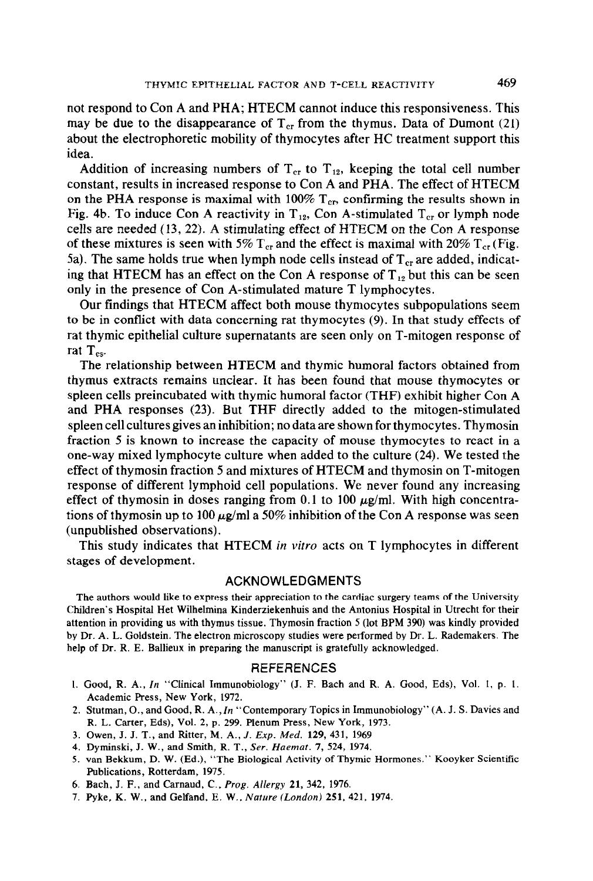not respond to Con A and PHA; HTECM cannot induce this responsiveness. This may be due to the disappearance of $T_{cr}$ from the thymus. Data of Dumont (21) about the electrophoretic mobility of thymocytes after HC treatment support this idea.

Addition of increasing numbers of $T_{cr}$ to $T_{12}$, keeping the total cell number constant, results in increased response to Con A and PHA. The effect of HTECM on the PHA response is maximal with 100% $T_{cr}$, confirming the results shown in Fig. 4b. To induce Con A reactivity in $T_{12}$, Con A-stimulated $T_{cr}$ or lymph node cells are needed (13, 22). A stimulating effect of HTECM on the Con A response of these mixtures is seen with 5% $T_{cr}$ and the effect is maximal with 20% $T_{cr}$ (Fig. 5a). The same holds true when lymph node cells instead of $T_{cr}$ are added, indicating that HTECM has an effect on the Con A response of $T_{12}$ but this can be seen only in the presence of Con A-stimulated mature T lymphocytes.

Our findings that HTECM affect both mouse thymocytes subpopulations seem to be in conflict with data concerning rat thymocytes (9). In that study effects of rat thymic epithelial culture supernatants are seen only on T-mitogen response of rat $T_{cs}$.

The relationship between HTECM and thymic humoral factors obtained from thymus extracts remains unclear. It has been found that mouse thymocytes or spleen cells preincubated with thymic humoral factor (THF) exhibit higher Con A and PHA responses (23). But THF directly added to the mitogen-stimulated spleen cell cultures gives an inhibition; no data are shown for thymocytes. Thymosin fraction 5 is known to increase the capacity of mouse thymocytes to react in a one-way mixed lymphocyte culture when added to the culture (24). We tested the effect of thymosin fraction 5 and mixtures of HTECM and thymosin on T-mitogen response of different lymphoid cell populations. We never found any increasing effect of thymosin in doses ranging from 0.1 to 100 $\mu$g/ml. With high concentrations of thymosin up to 100 $\mu$g/ml a 50% inhibition of the Con A response was seen (unpublished observations).

This study indicates that HTECM *in vitro* acts on T lymphocytes in different stages of development.

## ACKNOWLEDGMENTS

The authors would like to express their appreciation to the cardiac surgery teams of the University Children's Hospital Het Wilhelmina Kinderziekenhuis and the Antonius Hospital in Utrecht for their attention in providing us with thymus tissue. Thymosin fraction 5 (lot BPM 390) was kindly provided by Dr. A. L. Goldstein. The electron microscopy studies were performed by Dr. L. Rademakers. The help of Dr. R. E. Ballieux in preparing the manuscript is gratefully acknowledged.

## REFERENCES

1. Good, R. A., *In* "Clinical Immunobiology" (J. F. Bach and R. A. Good, Eds), Vol. 1, p. 1. Academic Press, New York, 1972.
2. Stutman, O., and Good, R. A., *In* "Contemporary Topics in Immunobiology" (A. J. S. Davies and R. L. Carter, Eds), Vol. 2, p. 299. Plenum Press, New York, 1973.
3. Owen, J. J. T., and Ritter, M. A., *J. Exp. Med.* **129**, 431, 1969
4. Dyminski, J. W., and Smith, R. T., *Ser. Haemat.* **7**, 524, 1974.
5. van Bekkum, D. W. (Ed.), "The Biological Activity of Thymic Hormones." Kooyker Scientific Publications, Rotterdam, 1975.
6. Bach, J. F., and Carnaud, C., *Prog. Allergy* **21**, 342, 1976.
7. Pyke, K. W., and Gelfand, E. W., *Nature (London)* **251**, 421, 1974.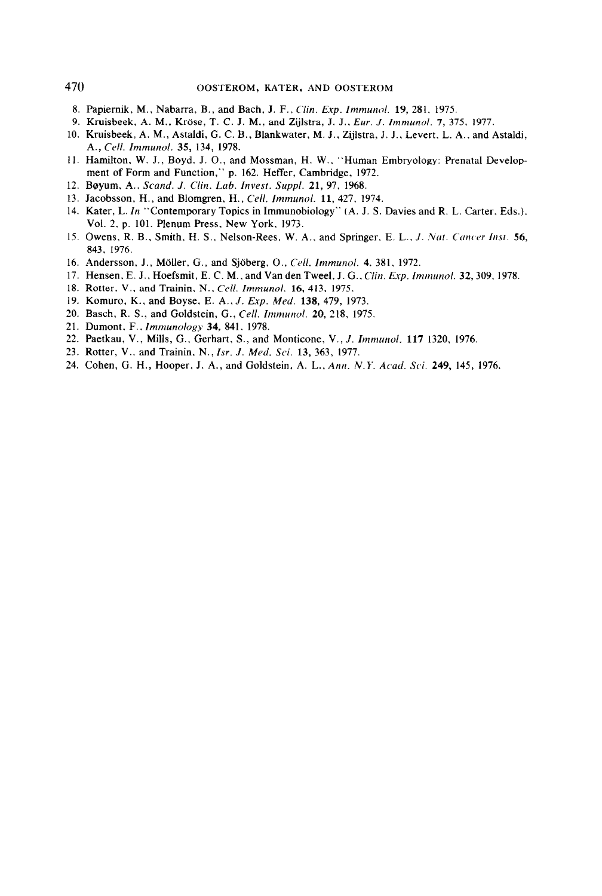8. Papiernik, M., Nabarra, B., and Bach, J. F., *Clin. Exp. Immunol.* **19,** 281, 1975.
9. Kruisbeek, A. M., Kröse, T. C. J. M., and Zijlstra, J. J., *Eur. J. Immunol.* **7,** 375, 1977.
10. Kruisbeek, A. M., Astaldi, G. C. B., Blankwater, M. J., Zijlstra, J. J., Levert, L. A., and Astaldi, A., *Cell. Immunol.* **35,** 134, 1978.
11. Hamilton, W. J., Boyd, J. O., and Mossman, H. W., "Human Embryology: Prenatal Development of Form and Function," p. 162. Heffer, Cambridge, 1972.
12. Bøyum, A., *Scand. J. Clin. Lab. Invest. Suppl.* **21,** 97, 1968.
13. Jacobsson, H., and Blomgren, H., *Cell. Immunol.* **11,** 427, 1974.
14. Kater, L. *In* "Contemporary Topics in Immunobiology" (A. J. S. Davies and R. L. Carter, Eds.), Vol. 2, p. 101. Plenum Press, New York, 1973.
15. Owens, R. B., Smith, H. S., Nelson-Rees, W. A., and Springer, E. L., *J. Nat. Cancer Inst.* **56,** 843, 1976.
16. Andersson, J., Möller, G., and Sjöberg, O., *Cell. Immunol.* **4,** 381, 1972.
17. Hensen, E. J., Hoefsmit, E. C. M., and Van den Tweel, J. G., *Clin. Exp. Immunol.* **32,** 309, 1978.
18. Rotter, V., and Trainin, N., *Cell. Immunol.* **16,** 413, 1975.
19. Komuro, K., and Boyse, E. A., *J. Exp. Med.* **138,** 479, 1973.
20. Basch, R. S., and Goldstein, G., *Cell. Immunol.* **20,** 218, 1975.
21. Dumont, F., *Immunology* **34,** 841, 1978.
22. Paetkau, V., Mills, G., Gerhart, S., and Monticone, V., *J. Immunol.* **117** 1320, 1976.
23. Rotter, V., and Trainin, N., *Isr. J. Med. Sci.* **13,** 363, 1977.
24. Cohen, G. H., Hooper, J. A., and Goldstein, A. L., *Ann. N.Y. Acad. Sci.* **249,** 145, 1976.